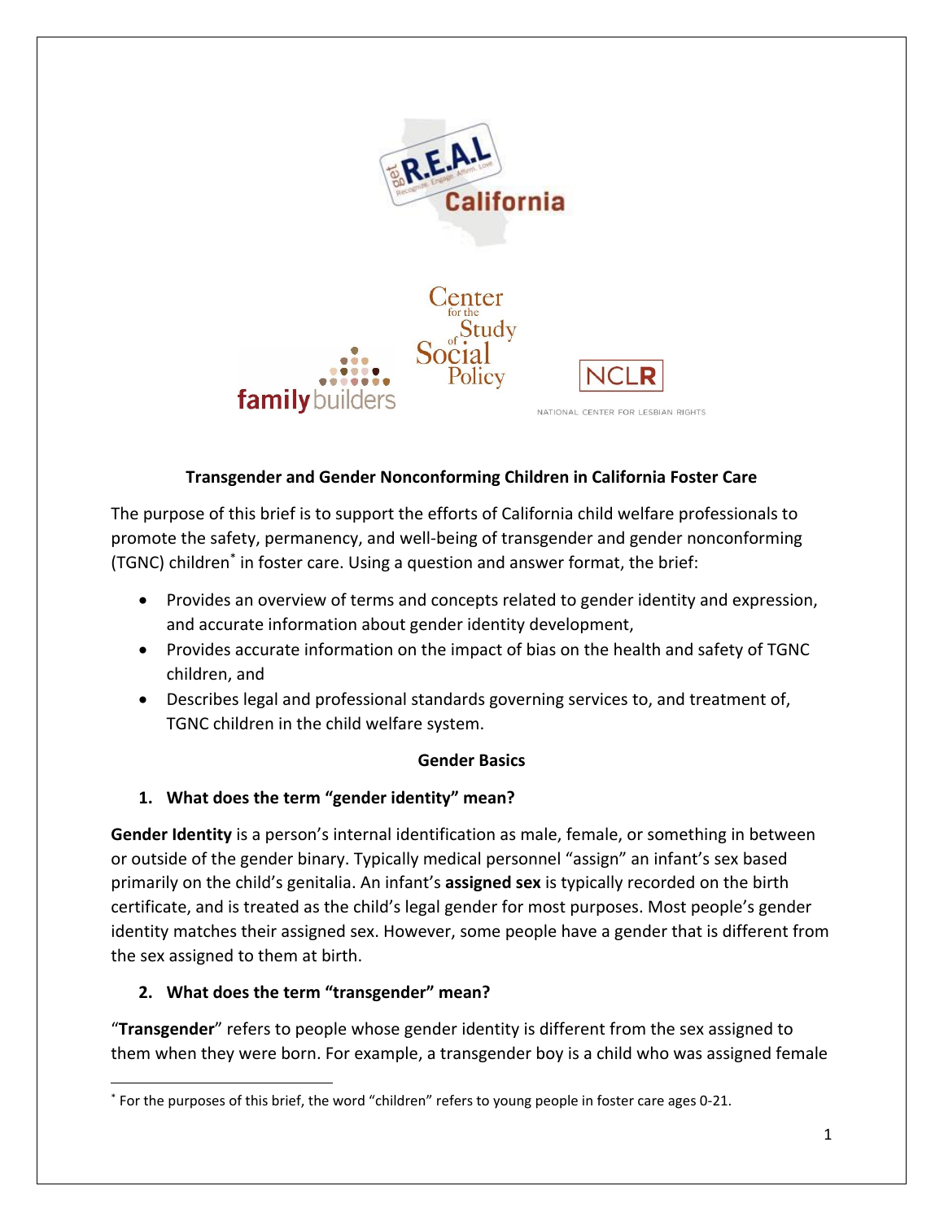**Transgender and Gender Nonconforming Children in California Foster Care**

The purpose of this brief is to support the efforts of California child welfare professionals to promote the safety, permanency, and well-being of transgender and gender nonconforming (TGNC) children[*] in foster care. Using a question and answer format, the brief:

- Provides an overview of terms and concepts related to gender identity and expression, and accurate information about gender identity development,
- Provides accurate information on the impact of bias on the health and safety of TGNC children, and
- Describes legal and professional standards governing services to, and treatment of, TGNC children in the child welfare system.

## Gender Basics

### 1. What does the term "gender identity" mean?

**Gender Identity** is a person's internal identification as male, female, or something in between or outside of the gender binary. Typically medical personnel "assign" an infant's sex based primarily on the child's genitalia. An infant's **assigned sex** is typically recorded on the birth certificate, and is treated as the child's legal gender for most purposes. Most people's gender identity matches their assigned sex. However, some people have a gender that is different from the sex assigned to them at birth.

### 2. What does the term "transgender" mean?

"**Transgender**" refers to people whose gender identity is different from the sex assigned to them when they were born. For example, a transgender boy is a child who was assigned female

[*] For the purposes of this brief, the word "children" refers to young people in foster care ages 0-21.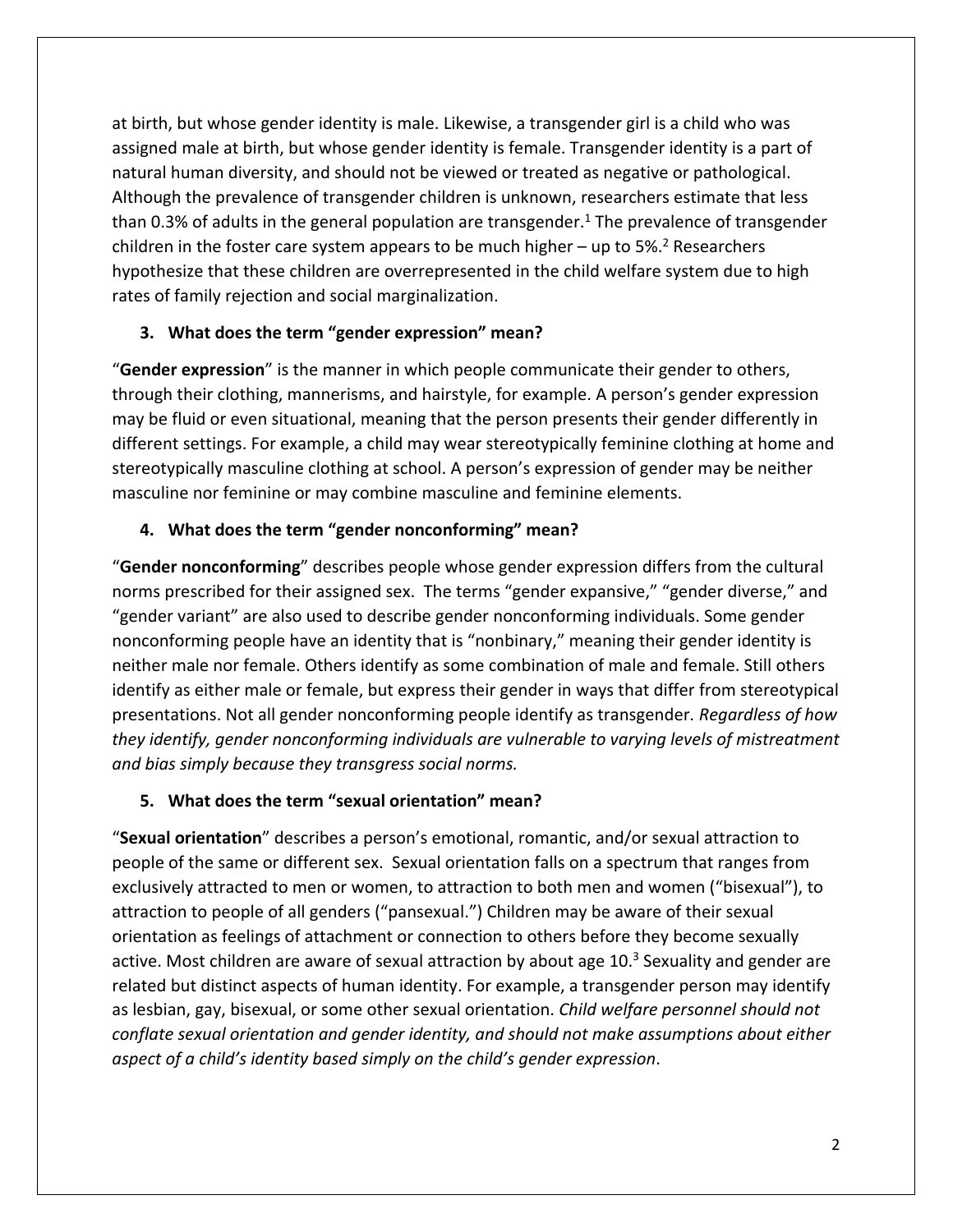at birth, but whose gender identity is male. Likewise, a transgender girl is a child who was assigned male at birth, but whose gender identity is female. Transgender identity is a part of natural human diversity, and should not be viewed or treated as negative or pathological. Although the prevalence of transgender children is unknown, researchers estimate that less than 0.3% of adults in the general population are transgender.[1] The prevalence of transgender children in the foster care system appears to be much higher – up to 5%.[2] Researchers hypothesize that these children are overrepresented in the child welfare system due to high rates of family rejection and social marginalization.

### 3. What does the term "gender expression" mean?

"**Gender expression**" is the manner in which people communicate their gender to others, through their clothing, mannerisms, and hairstyle, for example. A person's gender expression may be fluid or even situational, meaning that the person presents their gender differently in different settings. For example, a child may wear stereotypically feminine clothing at home and stereotypically masculine clothing at school. A person's expression of gender may be neither masculine nor feminine or may combine masculine and feminine elements.

### 4. What does the term "gender nonconforming" mean?

"**Gender nonconforming**" describes people whose gender expression differs from the cultural norms prescribed for their assigned sex. The terms "gender expansive," "gender diverse," and "gender variant" are also used to describe gender nonconforming individuals. Some gender nonconforming people have an identity that is "nonbinary," meaning their gender identity is neither male nor female. Others identify as some combination of male and female. Still others identify as either male or female, but express their gender in ways that differ from stereotypical presentations. Not all gender nonconforming people identify as transgender. *Regardless of how they identify, gender nonconforming individuals are vulnerable to varying levels of mistreatment and bias simply because they transgress social norms.*

### 5. What does the term "sexual orientation" mean?

"**Sexual orientation**" describes a person's emotional, romantic, and/or sexual attraction to people of the same or different sex. Sexual orientation falls on a spectrum that ranges from exclusively attracted to men or women, to attraction to both men and women ("bisexual"), to attraction to people of all genders ("pansexual.") Children may be aware of their sexual orientation as feelings of attachment or connection to others before they become sexually active. Most children are aware of sexual attraction by about age 10.[3] Sexuality and gender are related but distinct aspects of human identity. For example, a transgender person may identify as lesbian, gay, bisexual, or some other sexual orientation. *Child welfare personnel should not conflate sexual orientation and gender identity, and should not make assumptions about either aspect of a child's identity based simply on the child's gender expression*.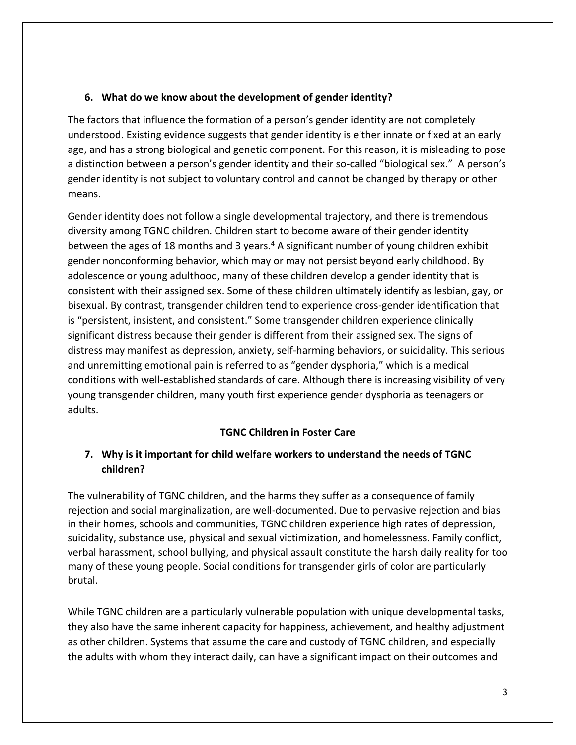## 6. What do we know about the development of gender identity?

The factors that influence the formation of a person's gender identity are not completely understood. Existing evidence suggests that gender identity is either innate or fixed at an early age, and has a strong biological and genetic component. For this reason, it is misleading to pose a distinction between a person's gender identity and their so-called "biological sex." A person's gender identity is not subject to voluntary control and cannot be changed by therapy or other means.

Gender identity does not follow a single developmental trajectory, and there is tremendous diversity among TGNC children. Children start to become aware of their gender identity between the ages of 18 months and 3 years.[4] A significant number of young children exhibit gender nonconforming behavior, which may or may not persist beyond early childhood. By adolescence or young adulthood, many of these children develop a gender identity that is consistent with their assigned sex. Some of these children ultimately identify as lesbian, gay, or bisexual. By contrast, transgender children tend to experience cross-gender identification that is "persistent, insistent, and consistent." Some transgender children experience clinically significant distress because their gender is different from their assigned sex. The signs of distress may manifest as depression, anxiety, self-harming behaviors, or suicidality. This serious and unremitting emotional pain is referred to as "gender dysphoria," which is a medical conditions with well-established standards of care. Although there is increasing visibility of very young transgender children, many youth first experience gender dysphoria as teenagers or adults.

**TGNC Children in Foster Care**

## 7. Why is it important for child welfare workers to understand the needs of TGNC children?

The vulnerability of TGNC children, and the harms they suffer as a consequence of family rejection and social marginalization, are well-documented. Due to pervasive rejection and bias in their homes, schools and communities, TGNC children experience high rates of depression, suicidality, substance use, physical and sexual victimization, and homelessness. Family conflict, verbal harassment, school bullying, and physical assault constitute the harsh daily reality for too many of these young people. Social conditions for transgender girls of color are particularly brutal.

While TGNC children are a particularly vulnerable population with unique developmental tasks, they also have the same inherent capacity for happiness, achievement, and healthy adjustment as other children. Systems that assume the care and custody of TGNC children, and especially the adults with whom they interact daily, can have a significant impact on their outcomes and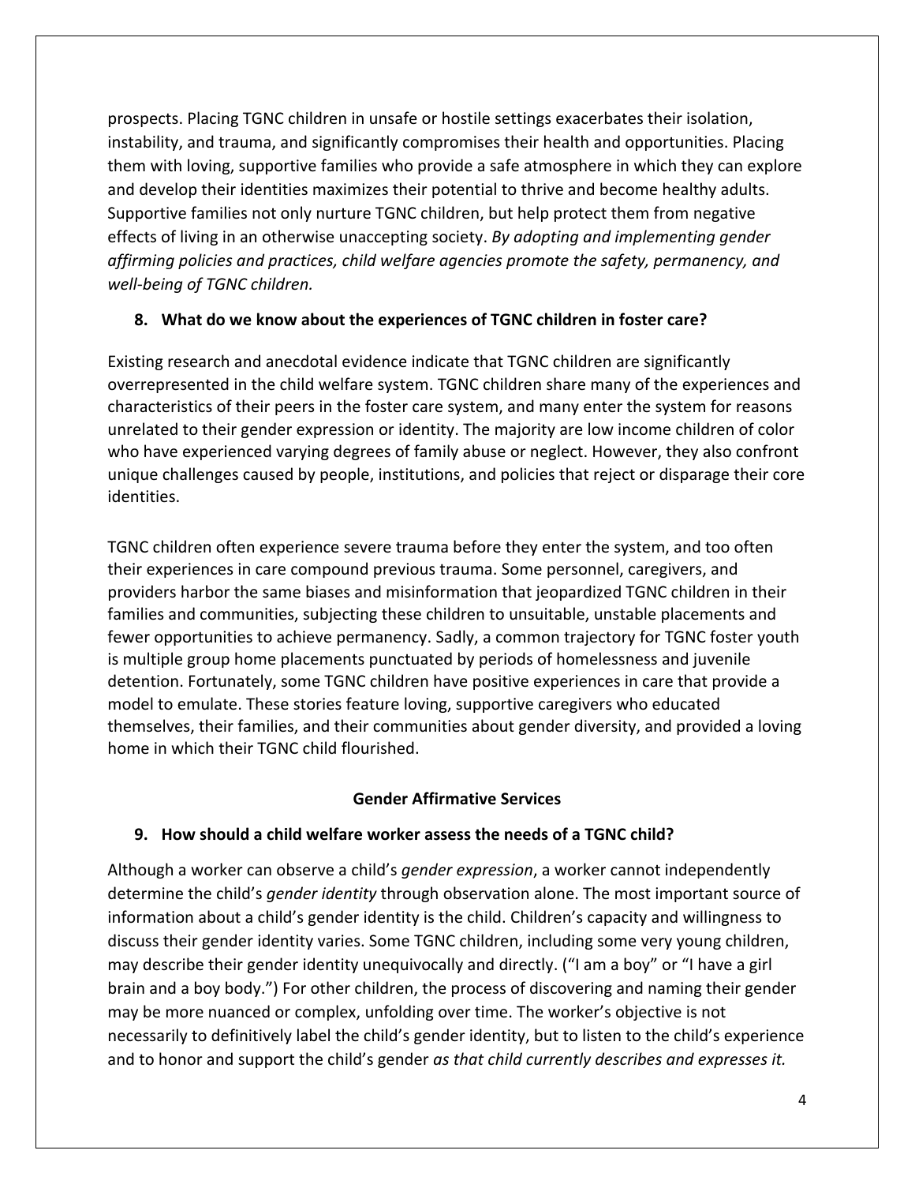prospects. Placing TGNC children in unsafe or hostile settings exacerbates their isolation, instability, and trauma, and significantly compromises their health and opportunities. Placing them with loving, supportive families who provide a safe atmosphere in which they can explore and develop their identities maximizes their potential to thrive and become healthy adults. Supportive families not only nurture TGNC children, but help protect them from negative effects of living in an otherwise unaccepting society. *By adopting and implementing gender affirming policies and practices, child welfare agencies promote the safety, permanency, and well-being of TGNC children.*

**8. What do we know about the experiences of TGNC children in foster care?**

Existing research and anecdotal evidence indicate that TGNC children are significantly overrepresented in the child welfare system. TGNC children share many of the experiences and characteristics of their peers in the foster care system, and many enter the system for reasons unrelated to their gender expression or identity. The majority are low income children of color who have experienced varying degrees of family abuse or neglect. However, they also confront unique challenges caused by people, institutions, and policies that reject or disparage their core identities.

TGNC children often experience severe trauma before they enter the system, and too often their experiences in care compound previous trauma. Some personnel, caregivers, and providers harbor the same biases and misinformation that jeopardized TGNC children in their families and communities, subjecting these children to unsuitable, unstable placements and fewer opportunities to achieve permanency. Sadly, a common trajectory for TGNC foster youth is multiple group home placements punctuated by periods of homelessness and juvenile detention. Fortunately, some TGNC children have positive experiences in care that provide a model to emulate. These stories feature loving, supportive caregivers who educated themselves, their families, and their communities about gender diversity, and provided a loving home in which their TGNC child flourished.

## Gender Affirmative Services

**9. How should a child welfare worker assess the needs of a TGNC child?**

Although a worker can observe a child's *gender expression*, a worker cannot independently determine the child's *gender identity* through observation alone. The most important source of information about a child's gender identity is the child. Children's capacity and willingness to discuss their gender identity varies. Some TGNC children, including some very young children, may describe their gender identity unequivocally and directly. ("I am a boy" or "I have a girl brain and a boy body.") For other children, the process of discovering and naming their gender may be more nuanced or complex, unfolding over time. The worker's objective is not necessarily to definitively label the child's gender identity, but to listen to the child's experience and to honor and support the child's gender *as that child currently describes and expresses it.*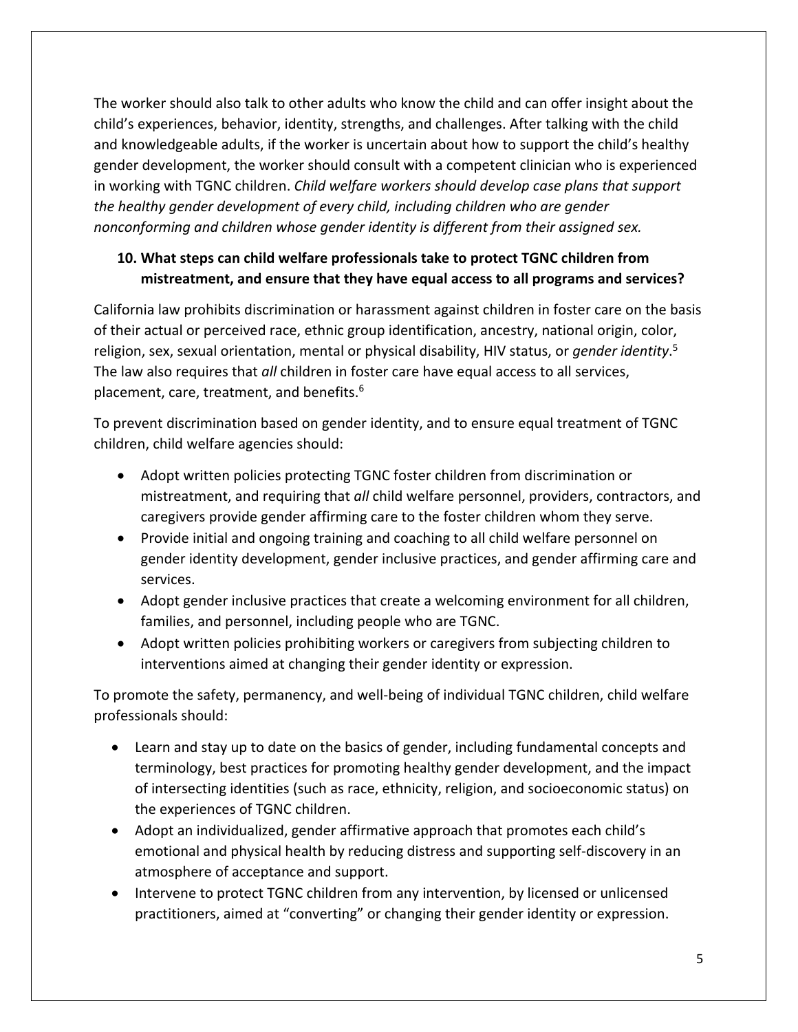The worker should also talk to other adults who know the child and can offer insight about the child's experiences, behavior, identity, strengths, and challenges. After talking with the child and knowledgeable adults, if the worker is uncertain about how to support the child's healthy gender development, the worker should consult with a competent clinician who is experienced in working with TGNC children. *Child welfare workers should develop case plans that support the healthy gender development of every child, including children who are gender nonconforming and children whose gender identity is different from their assigned sex.*

### 10. What steps can child welfare professionals take to protect TGNC children from mistreatment, and ensure that they have equal access to all programs and services?

California law prohibits discrimination or harassment against children in foster care on the basis of their actual or perceived race, ethnic group identification, ancestry, national origin, color, religion, sex, sexual orientation, mental or physical disability, HIV status, or *gender identity*.[5] The law also requires that *all* children in foster care have equal access to all services, placement, care, treatment, and benefits.[6]

To prevent discrimination based on gender identity, and to ensure equal treatment of TGNC children, child welfare agencies should:

- Adopt written policies protecting TGNC foster children from discrimination or mistreatment, and requiring that *all* child welfare personnel, providers, contractors, and caregivers provide gender affirming care to the foster children whom they serve.
- Provide initial and ongoing training and coaching to all child welfare personnel on gender identity development, gender inclusive practices, and gender affirming care and services.
- Adopt gender inclusive practices that create a welcoming environment for all children, families, and personnel, including people who are TGNC.
- Adopt written policies prohibiting workers or caregivers from subjecting children to interventions aimed at changing their gender identity or expression.

To promote the safety, permanency, and well-being of individual TGNC children, child welfare professionals should:

- Learn and stay up to date on the basics of gender, including fundamental concepts and terminology, best practices for promoting healthy gender development, and the impact of intersecting identities (such as race, ethnicity, religion, and socioeconomic status) on the experiences of TGNC children.
- Adopt an individualized, gender affirmative approach that promotes each child's emotional and physical health by reducing distress and supporting self-discovery in an atmosphere of acceptance and support.
- Intervene to protect TGNC children from any intervention, by licensed or unlicensed practitioners, aimed at "converting" or changing their gender identity or expression.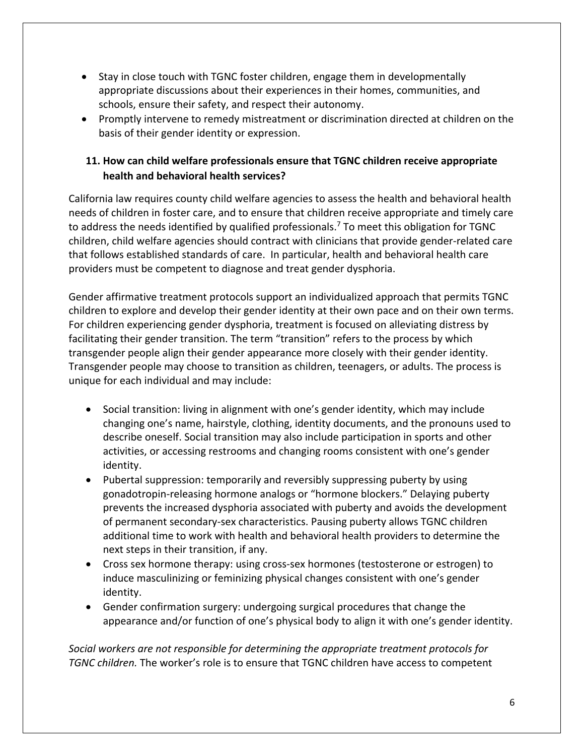- Stay in close touch with TGNC foster children, engage them in developmentally appropriate discussions about their experiences in their homes, communities, and schools, ensure their safety, and respect their autonomy.
- Promptly intervene to remedy mistreatment or discrimination directed at children on the basis of their gender identity or expression.

### 11. How can child welfare professionals ensure that TGNC children receive appropriate health and behavioral health services?

California law requires county child welfare agencies to assess the health and behavioral health needs of children in foster care, and to ensure that children receive appropriate and timely care to address the needs identified by qualified professionals.[7] To meet this obligation for TGNC children, child welfare agencies should contract with clinicians that provide gender-related care that follows established standards of care. In particular, health and behavioral health care providers must be competent to diagnose and treat gender dysphoria.

Gender affirmative treatment protocols support an individualized approach that permits TGNC children to explore and develop their gender identity at their own pace and on their own terms. For children experiencing gender dysphoria, treatment is focused on alleviating distress by facilitating their gender transition. The term "transition" refers to the process by which transgender people align their gender appearance more closely with their gender identity. Transgender people may choose to transition as children, teenagers, or adults. The process is unique for each individual and may include:

- Social transition: living in alignment with one's gender identity, which may include changing one's name, hairstyle, clothing, identity documents, and the pronouns used to describe oneself. Social transition may also include participation in sports and other activities, or accessing restrooms and changing rooms consistent with one's gender identity.
- Pubertal suppression: temporarily and reversibly suppressing puberty by using gonadotropin-releasing hormone analogs or "hormone blockers." Delaying puberty prevents the increased dysphoria associated with puberty and avoids the development of permanent secondary-sex characteristics. Pausing puberty allows TGNC children additional time to work with health and behavioral health providers to determine the next steps in their transition, if any.
- Cross sex hormone therapy: using cross-sex hormones (testosterone or estrogen) to induce masculinizing or feminizing physical changes consistent with one's gender identity.
- Gender confirmation surgery: undergoing surgical procedures that change the appearance and/or function of one's physical body to align it with one's gender identity.

*Social workers are not responsible for determining the appropriate treatment protocols for TGNC children.* The worker's role is to ensure that TGNC children have access to competent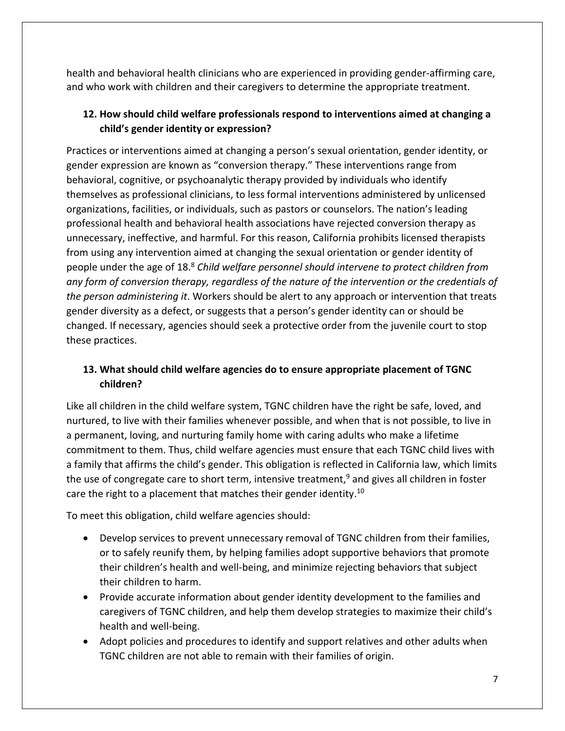health and behavioral health clinicians who are experienced in providing gender-affirming care, and who work with children and their caregivers to determine the appropriate treatment.

### 12. How should child welfare professionals respond to interventions aimed at changing a child's gender identity or expression?

Practices or interventions aimed at changing a person's sexual orientation, gender identity, or gender expression are known as "conversion therapy." These interventions range from behavioral, cognitive, or psychoanalytic therapy provided by individuals who identify themselves as professional clinicians, to less formal interventions administered by unlicensed organizations, facilities, or individuals, such as pastors or counselors. The nation's leading professional health and behavioral health associations have rejected conversion therapy as unnecessary, ineffective, and harmful. For this reason, California prohibits licensed therapists from using any intervention aimed at changing the sexual orientation or gender identity of people under the age of 18.[8] *Child welfare personnel should intervene to protect children from any form of conversion therapy, regardless of the nature of the intervention or the credentials of the person administering it*. Workers should be alert to any approach or intervention that treats gender diversity as a defect, or suggests that a person's gender identity can or should be changed. If necessary, agencies should seek a protective order from the juvenile court to stop these practices.

### 13. What should child welfare agencies do to ensure appropriate placement of TGNC children?

Like all children in the child welfare system, TGNC children have the right be safe, loved, and nurtured, to live with their families whenever possible, and when that is not possible, to live in a permanent, loving, and nurturing family home with caring adults who make a lifetime commitment to them. Thus, child welfare agencies must ensure that each TGNC child lives with a family that affirms the child's gender. This obligation is reflected in California law, which limits the use of congregate care to short term, intensive treatment,[9] and gives all children in foster care the right to a placement that matches their gender identity.[10]

To meet this obligation, child welfare agencies should:

- Develop services to prevent unnecessary removal of TGNC children from their families, or to safely reunify them, by helping families adopt supportive behaviors that promote their children's health and well-being, and minimize rejecting behaviors that subject their children to harm.
- Provide accurate information about gender identity development to the families and caregivers of TGNC children, and help them develop strategies to maximize their child's health and well-being.
- Adopt policies and procedures to identify and support relatives and other adults when TGNC children are not able to remain with their families of origin.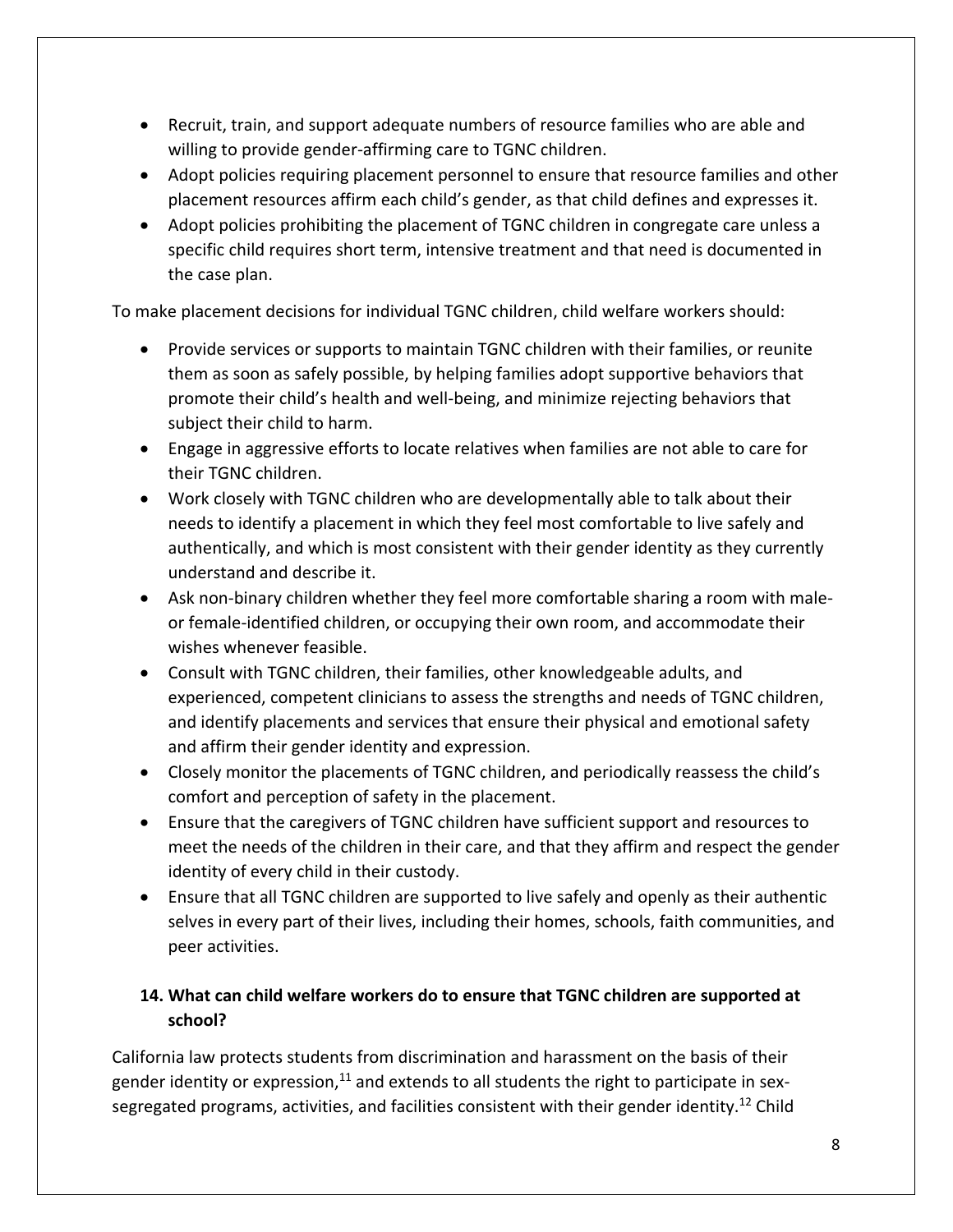- Recruit, train, and support adequate numbers of resource families who are able and willing to provide gender-affirming care to TGNC children.
- Adopt policies requiring placement personnel to ensure that resource families and other placement resources affirm each child's gender, as that child defines and expresses it.
- Adopt policies prohibiting the placement of TGNC children in congregate care unless a specific child requires short term, intensive treatment and that need is documented in the case plan.

To make placement decisions for individual TGNC children, child welfare workers should:

- Provide services or supports to maintain TGNC children with their families, or reunite them as soon as safely possible, by helping families adopt supportive behaviors that promote their child's health and well-being, and minimize rejecting behaviors that subject their child to harm.
- Engage in aggressive efforts to locate relatives when families are not able to care for their TGNC children.
- Work closely with TGNC children who are developmentally able to talk about their needs to identify a placement in which they feel most comfortable to live safely and authentically, and which is most consistent with their gender identity as they currently understand and describe it.
- Ask non-binary children whether they feel more comfortable sharing a room with male- or female-identified children, or occupying their own room, and accommodate their wishes whenever feasible.
- Consult with TGNC children, their families, other knowledgeable adults, and experienced, competent clinicians to assess the strengths and needs of TGNC children, and identify placements and services that ensure their physical and emotional safety and affirm their gender identity and expression.
- Closely monitor the placements of TGNC children, and periodically reassess the child's comfort and perception of safety in the placement.
- Ensure that the caregivers of TGNC children have sufficient support and resources to meet the needs of the children in their care, and that they affirm and respect the gender identity of every child in their custody.
- Ensure that all TGNC children are supported to live safely and openly as their authentic selves in every part of their lives, including their homes, schools, faith communities, and peer activities.

### 14. What can child welfare workers do to ensure that TGNC children are supported at school?

California law protects students from discrimination and harassment on the basis of their gender identity or expression,[11] and extends to all students the right to participate in sex-segregated programs, activities, and facilities consistent with their gender identity.[12] Child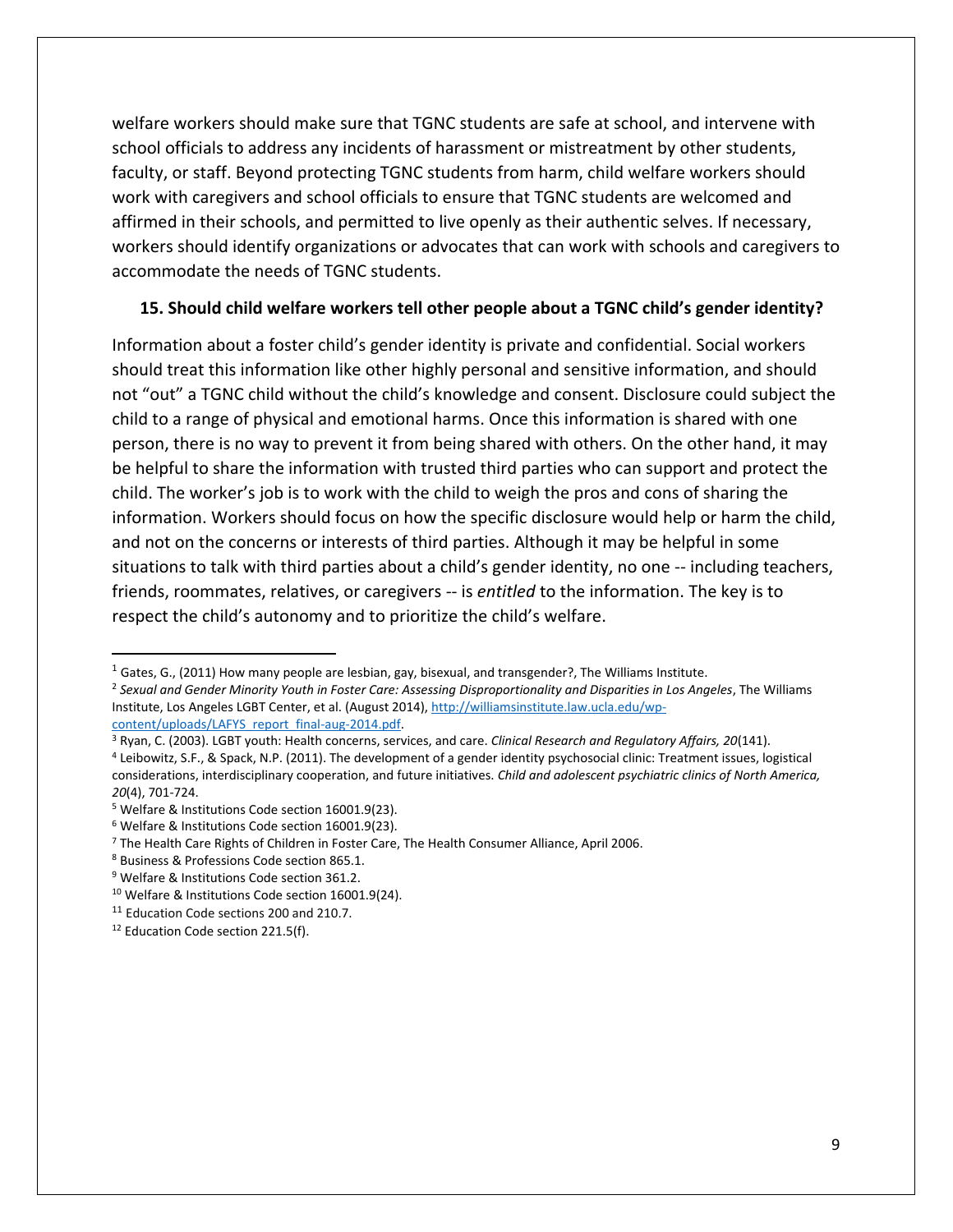welfare workers should make sure that TGNC students are safe at school, and intervene with school officials to address any incidents of harassment or mistreatment by other students, faculty, or staff. Beyond protecting TGNC students from harm, child welfare workers should work with caregivers and school officials to ensure that TGNC students are welcomed and affirmed in their schools, and permitted to live openly as their authentic selves. If necessary, workers should identify organizations or advocates that can work with schools and caregivers to accommodate the needs of TGNC students.

**15. Should child welfare workers tell other people about a TGNC child's gender identity?**

Information about a foster child's gender identity is private and confidential. Social workers should treat this information like other highly personal and sensitive information, and should not "out" a TGNC child without the child's knowledge and consent. Disclosure could subject the child to a range of physical and emotional harms. Once this information is shared with one person, there is no way to prevent it from being shared with others. On the other hand, it may be helpful to share the information with trusted third parties who can support and protect the child. The worker's job is to work with the child to weigh the pros and cons of sharing the information. Workers should focus on how the specific disclosure would help or harm the child, and not on the concerns or interests of third parties. Although it may be helpful in some situations to talk with third parties about a child's gender identity, no one -- including teachers, friends, roommates, relatives, or caregivers -- is *entitled* to the information. The key is to respect the child's autonomy and to prioritize the child's welfare.

---

[1] Gates, G., (2011) How many people are lesbian, gay, bisexual, and transgender?, The Williams Institute.

[2] *Sexual and Gender Minority Youth in Foster Care: Assessing Disproportionality and Disparities in Los Angeles*, The Williams Institute, Los Angeles LGBT Center, et al. (August 2014), http://williamsinstitute.law.ucla.edu/wp-content/uploads/LAFYS_report_final-aug-2014.pdf.

[3] Ryan, C. (2003). LGBT youth: Health concerns, services, and care. *Clinical Research and Regulatory Affairs, 20*(141).

[4] Leibowitz, S.F., & Spack, N.P. (2011). The development of a gender identity psychosocial clinic: Treatment issues, logistical considerations, interdisciplinary cooperation, and future initiatives. *Child and adolescent psychiatric clinics of North America, 20*(4), 701-724.

[5] Welfare & Institutions Code section 16001.9(23).

[6] Welfare & Institutions Code section 16001.9(23).

[7] The Health Care Rights of Children in Foster Care, The Health Consumer Alliance, April 2006.

[8] Business & Professions Code section 865.1.

[9] Welfare & Institutions Code section 361.2.

[10] Welfare & Institutions Code section 16001.9(24).

[11] Education Code sections 200 and 210.7.

[12] Education Code section 221.5(f).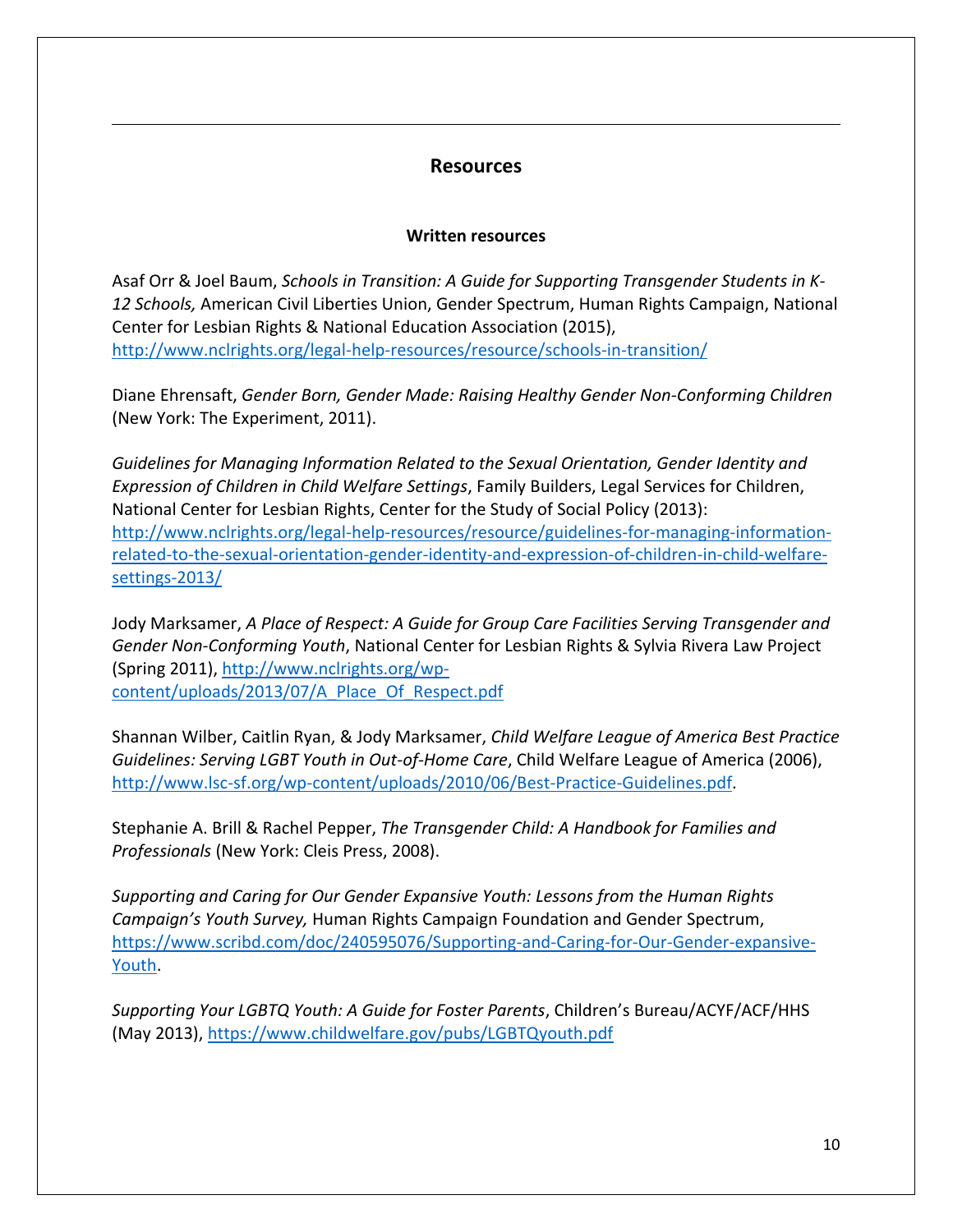## Resources

### Written resources

Asaf Orr & Joel Baum, *Schools in Transition: A Guide for Supporting Transgender Students in K-12 Schools,* American Civil Liberties Union, Gender Spectrum, Human Rights Campaign, National Center for Lesbian Rights & National Education Association (2015), http://www.nclrights.org/legal-help-resources/resource/schools-in-transition/

Diane Ehrensaft, *Gender Born, Gender Made: Raising Healthy Gender Non-Conforming Children* (New York: The Experiment, 2011).

*Guidelines for Managing Information Related to the Sexual Orientation, Gender Identity and Expression of Children in Child Welfare Settings*, Family Builders, Legal Services for Children, National Center for Lesbian Rights, Center for the Study of Social Policy (2013): http://www.nclrights.org/legal-help-resources/resource/guidelines-for-managing-information-related-to-the-sexual-orientation-gender-identity-and-expression-of-children-in-child-welfare-settings-2013/

Jody Marksamer, *A Place of Respect: A Guide for Group Care Facilities Serving Transgender and Gender Non-Conforming Youth*, National Center for Lesbian Rights & Sylvia Rivera Law Project (Spring 2011), http://www.nclrights.org/wp-content/uploads/2013/07/A_Place_Of_Respect.pdf

Shannan Wilber, Caitlin Ryan, & Jody Marksamer, *Child Welfare League of America Best Practice Guidelines: Serving LGBT Youth in Out-of-Home Care*, Child Welfare League of America (2006), http://www.lsc-sf.org/wp-content/uploads/2010/06/Best-Practice-Guidelines.pdf.

Stephanie A. Brill & Rachel Pepper, *The Transgender Child: A Handbook for Families and Professionals* (New York: Cleis Press, 2008).

*Supporting and Caring for Our Gender Expansive Youth: Lessons from the Human Rights Campaign's Youth Survey,* Human Rights Campaign Foundation and Gender Spectrum, https://www.scribd.com/doc/240595076/Supporting-and-Caring-for-Our-Gender-expansive-Youth.

*Supporting Your LGBTQ Youth: A Guide for Foster Parents*, Children's Bureau/ACYF/ACF/HHS (May 2013), https://www.childwelfare.gov/pubs/LGBTQyouth.pdf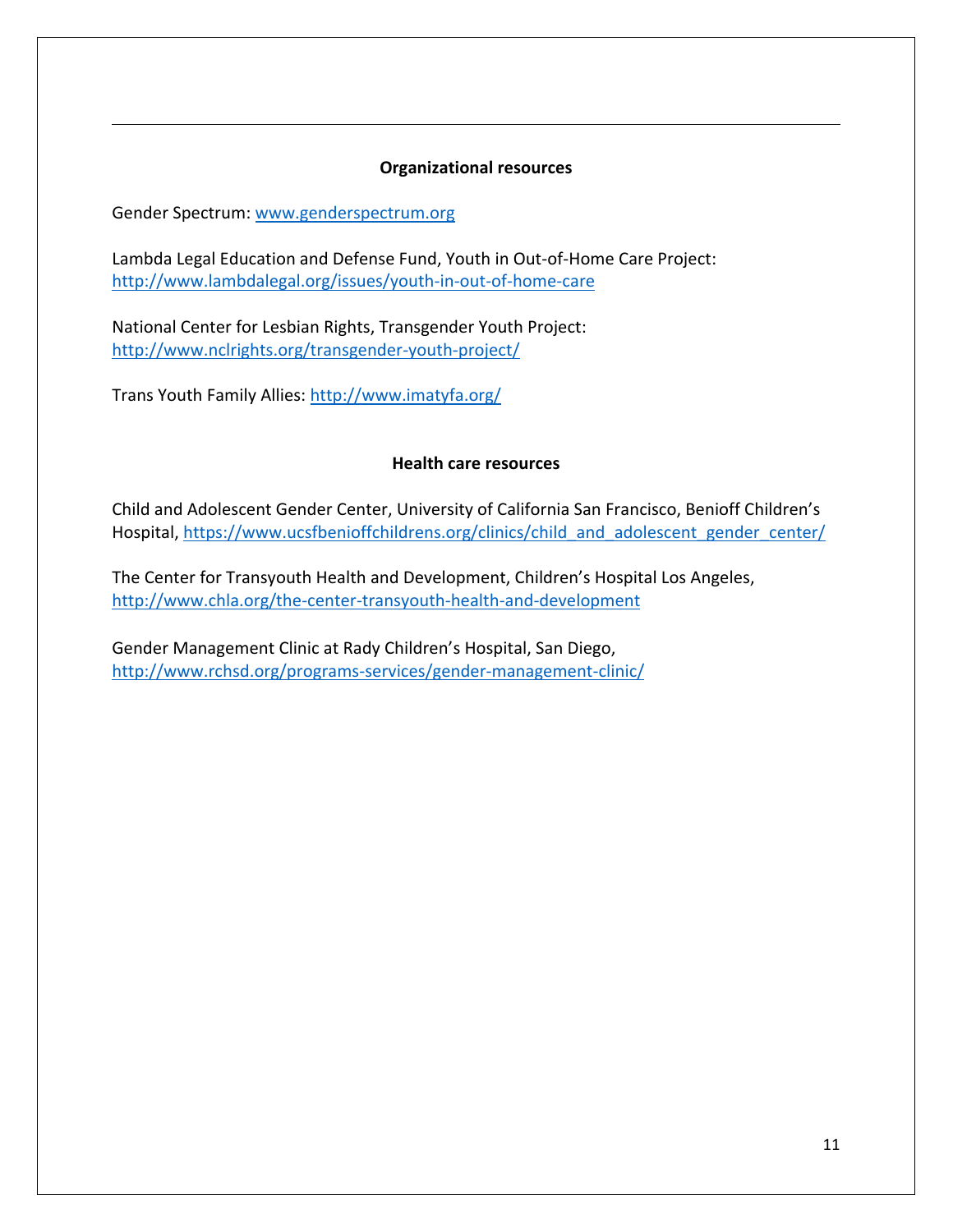## Organizational resources

Gender Spectrum: [www.genderspectrum.org](www.genderspectrum.org)

Lambda Legal Education and Defense Fund, Youth in Out-of-Home Care Project: [http://www.lambdalegal.org/issues/youth-in-out-of-home-care](http://www.lambdalegal.org/issues/youth-in-out-of-home-care)

National Center for Lesbian Rights, Transgender Youth Project: [http://www.nclrights.org/transgender-youth-project/](http://www.nclrights.org/transgender-youth-project/)

Trans Youth Family Allies: [http://www.imatyfa.org/](http://www.imatyfa.org/)

## Health care resources

Child and Adolescent Gender Center, University of California San Francisco, Benioff Children's Hospital, [https://www.ucsfbenioffchildrens.org/clinics/child_and_adolescent_gender_center/](https://www.ucsfbenioffchildrens.org/clinics/child_and_adolescent_gender_center/)

The Center for Transyouth Health and Development, Children's Hospital Los Angeles, [http://www.chla.org/the-center-transyouth-health-and-development](http://www.chla.org/the-center-transyouth-health-and-development)

Gender Management Clinic at Rady Children's Hospital, San Diego, [http://www.rchsd.org/programs-services/gender-management-clinic/](http://www.rchsd.org/programs-services/gender-management-clinic/)